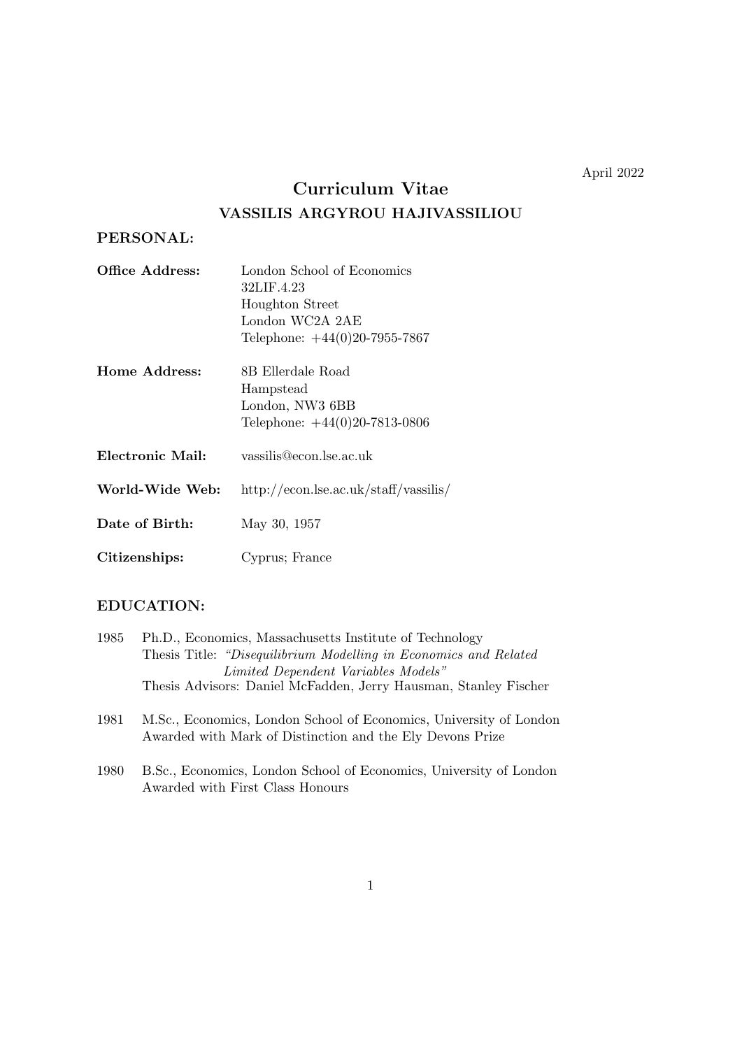April 2022

# Curriculum Vitae

## VASSILIS ARGYROU HAJIVASSILIOU

### PERSONAL:

**Office Address:** London School of Economics
32LIF.4.23
Houghton Street
London WC2A 2AE
Telephone: +44(0)20-7955-7867

**Home Address:** 8B Ellerdale Road
Hampstead
London, NW3 6BB
Telephone: +44(0)20-7813-0806

**Electronic Mail:** vassilis@econ.lse.ac.uk

**World-Wide Web:** http://econ.lse.ac.uk/staff/vassilis/

**Date of Birth:** May 30, 1957

**Citizenships:** Cyprus; France

### EDUCATION:

1985 Ph.D., Economics, Massachusetts Institute of Technology
Thesis Title: *"Disequilibrium Modelling in Economics and Related Limited Dependent Variables Models"*
Thesis Advisors: Daniel McFadden, Jerry Hausman, Stanley Fischer

1981 M.Sc., Economics, London School of Economics, University of London
Awarded with Mark of Distinction and the Ely Devons Prize

1980 B.Sc., Economics, London School of Economics, University of London
Awarded with First Class Honours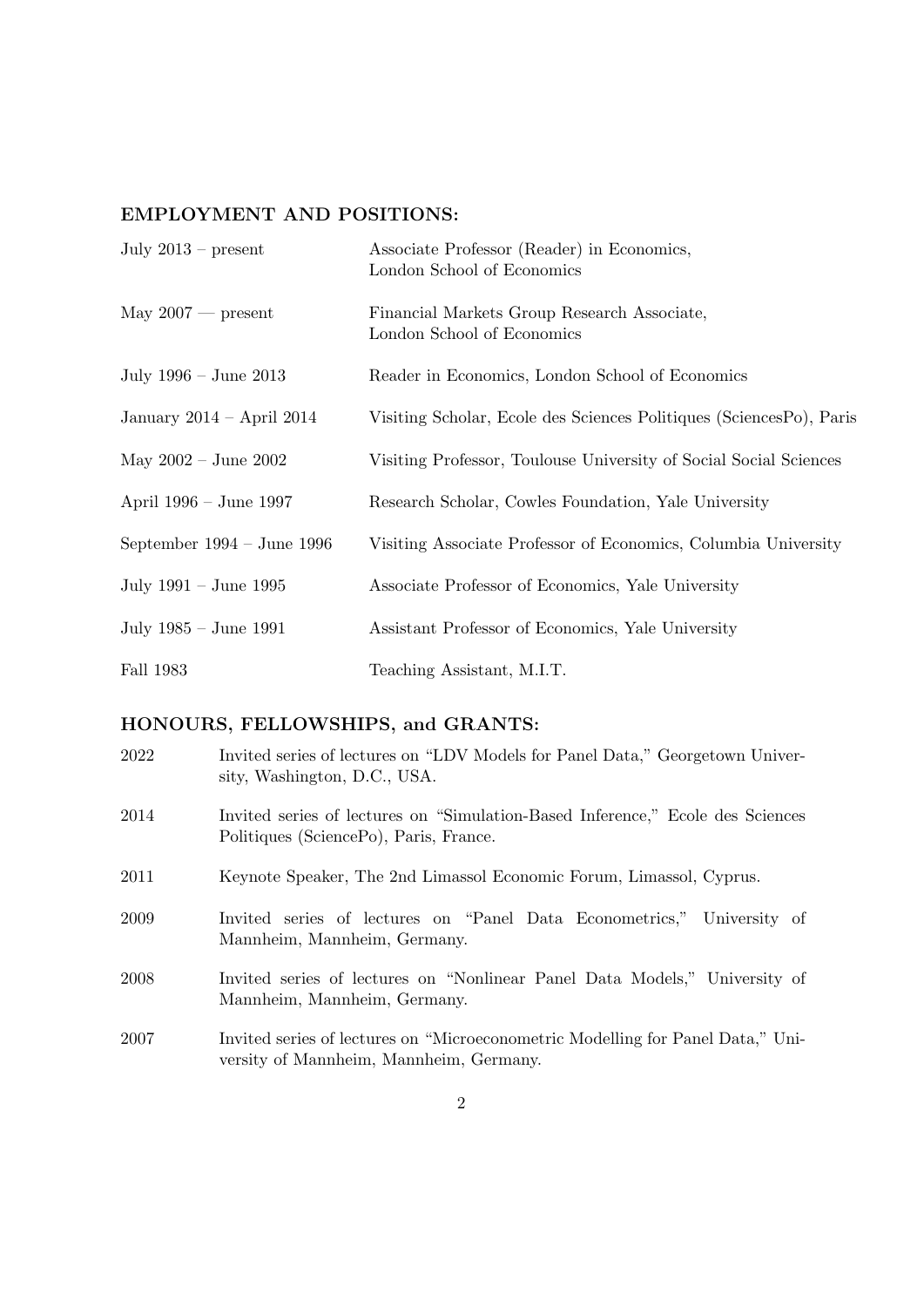## EMPLOYMENT AND POSITIONS:

| | |
|---|---|
| July 2013 – present | Associate Professor (Reader) in Economics, London School of Economics |
| May 2007 — present | Financial Markets Group Research Associate, London School of Economics |
| July 1996 – June 2013 | Reader in Economics, London School of Economics |
| January 2014 – April 2014 | Visiting Scholar, Ecole des Sciences Politiques (SciencesPo), Paris |
| May 2002 – June 2002 | Visiting Professor, Toulouse University of Social Social Sciences |
| April 1996 – June 1997 | Research Scholar, Cowles Foundation, Yale University |
| September 1994 – June 1996 | Visiting Associate Professor of Economics, Columbia University |
| July 1991 – June 1995 | Associate Professor of Economics, Yale University |
| July 1985 – June 1991 | Assistant Professor of Economics, Yale University |
| Fall 1983 | Teaching Assistant, M.I.T. |

## HONOURS, FELLOWSHIPS, and GRANTS:

| | |
|---|---|
| 2022 | Invited series of lectures on "LDV Models for Panel Data," Georgetown University, Washington, D.C., USA. |
| 2014 | Invited series of lectures on "Simulation-Based Inference," Ecole des Sciences Politiques (SciencePo), Paris, France. |
| 2011 | Keynote Speaker, The 2nd Limassol Economic Forum, Limassol, Cyprus. |
| 2009 | Invited series of lectures on "Panel Data Econometrics," University of Mannheim, Mannheim, Germany. |
| 2008 | Invited series of lectures on "Nonlinear Panel Data Models," University of Mannheim, Mannheim, Germany. |
| 2007 | Invited series of lectures on "Microeconometric Modelling for Panel Data," University of Mannheim, Mannheim, Germany. |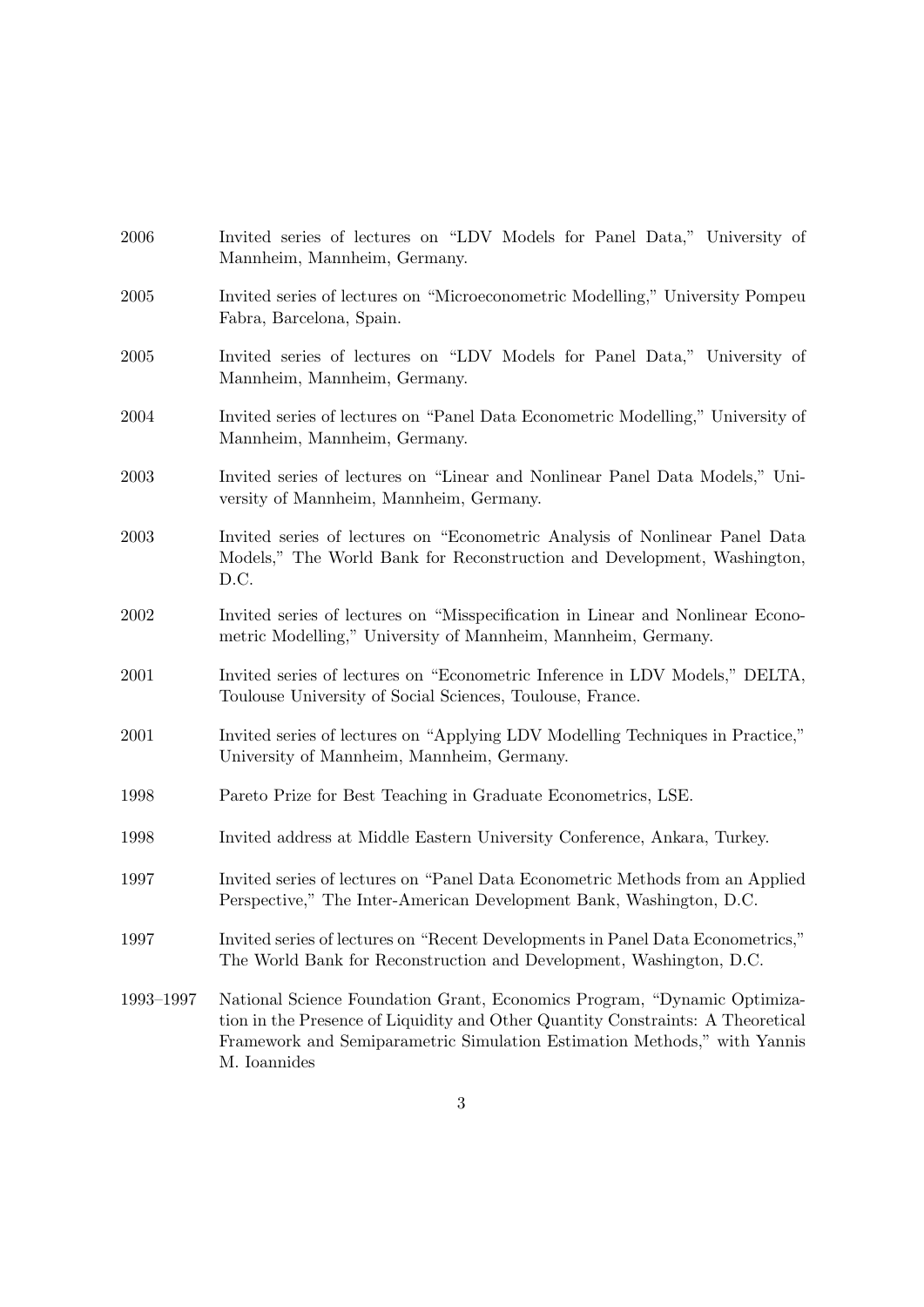2006 Invited series of lectures on "LDV Models for Panel Data," University of Mannheim, Mannheim, Germany.

2005 Invited series of lectures on "Microeconometric Modelling," University Pompeu Fabra, Barcelona, Spain.

2005 Invited series of lectures on "LDV Models for Panel Data," University of Mannheim, Mannheim, Germany.

2004 Invited series of lectures on "Panel Data Econometric Modelling," University of Mannheim, Mannheim, Germany.

2003 Invited series of lectures on "Linear and Nonlinear Panel Data Models," University of Mannheim, Mannheim, Germany.

2003 Invited series of lectures on "Econometric Analysis of Nonlinear Panel Data Models," The World Bank for Reconstruction and Development, Washington, D.C.

2002 Invited series of lectures on "Misspecification in Linear and Nonlinear Econometric Modelling," University of Mannheim, Mannheim, Germany.

2001 Invited series of lectures on "Econometric Inference in LDV Models," DELTA, Toulouse University of Social Sciences, Toulouse, France.

2001 Invited series of lectures on "Applying LDV Modelling Techniques in Practice," University of Mannheim, Mannheim, Germany.

1998 Pareto Prize for Best Teaching in Graduate Econometrics, LSE.

1998 Invited address at Middle Eastern University Conference, Ankara, Turkey.

1997 Invited series of lectures on "Panel Data Econometric Methods from an Applied Perspective," The Inter-American Development Bank, Washington, D.C.

1997 Invited series of lectures on "Recent Developments in Panel Data Econometrics," The World Bank for Reconstruction and Development, Washington, D.C.

1993–1997 National Science Foundation Grant, Economics Program, "Dynamic Optimization in the Presence of Liquidity and Other Quantity Constraints: A Theoretical Framework and Semiparametric Simulation Estimation Methods," with Yannis M. Ioannides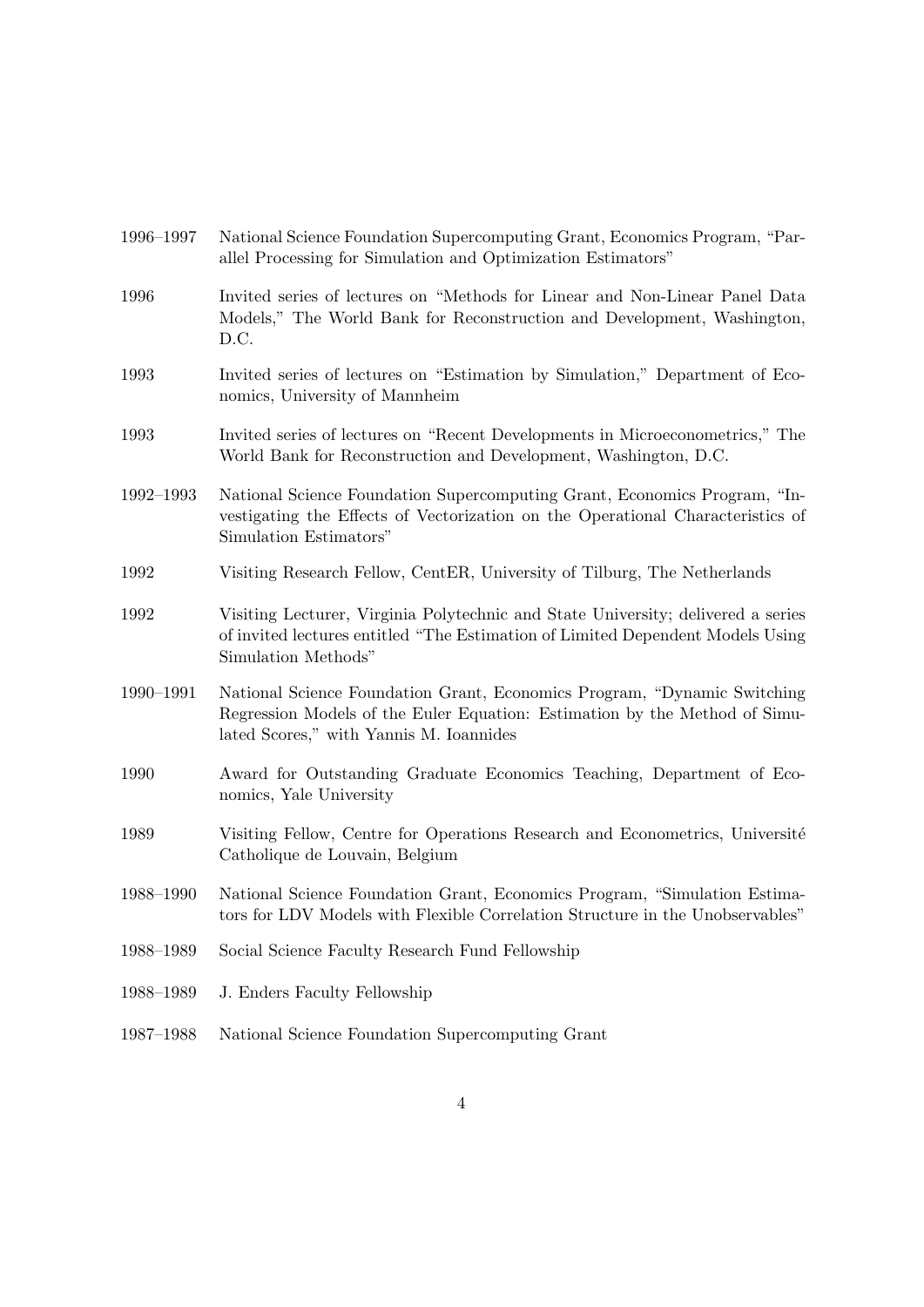| | |
|---|---|
| 1996–1997 | National Science Foundation Supercomputing Grant, Economics Program, "Parallel Processing for Simulation and Optimization Estimators" |
| 1996 | Invited series of lectures on "Methods for Linear and Non-Linear Panel Data Models," The World Bank for Reconstruction and Development, Washington, D.C. |
| 1993 | Invited series of lectures on "Estimation by Simulation," Department of Economics, University of Mannheim |
| 1993 | Invited series of lectures on "Recent Developments in Microeconometrics," The World Bank for Reconstruction and Development, Washington, D.C. |
| 1992–1993 | National Science Foundation Supercomputing Grant, Economics Program, "Investigating the Effects of Vectorization on the Operational Characteristics of Simulation Estimators" |
| 1992 | Visiting Research Fellow, CentER, University of Tilburg, The Netherlands |
| 1992 | Visiting Lecturer, Virginia Polytechnic and State University; delivered a series of invited lectures entitled "The Estimation of Limited Dependent Models Using Simulation Methods" |
| 1990–1991 | National Science Foundation Grant, Economics Program, "Dynamic Switching Regression Models of the Euler Equation: Estimation by the Method of Simulated Scores," with Yannis M. Ioannides |
| 1990 | Award for Outstanding Graduate Economics Teaching, Department of Economics, Yale University |
| 1989 | Visiting Fellow, Centre for Operations Research and Econometrics, Université Catholique de Louvain, Belgium |
| 1988–1990 | National Science Foundation Grant, Economics Program, "Simulation Estimators for LDV Models with Flexible Correlation Structure in the Unobservables" |
| 1988–1989 | Social Science Faculty Research Fund Fellowship |
| 1988–1989 | J. Enders Faculty Fellowship |
| 1987–1988 | National Science Foundation Supercomputing Grant |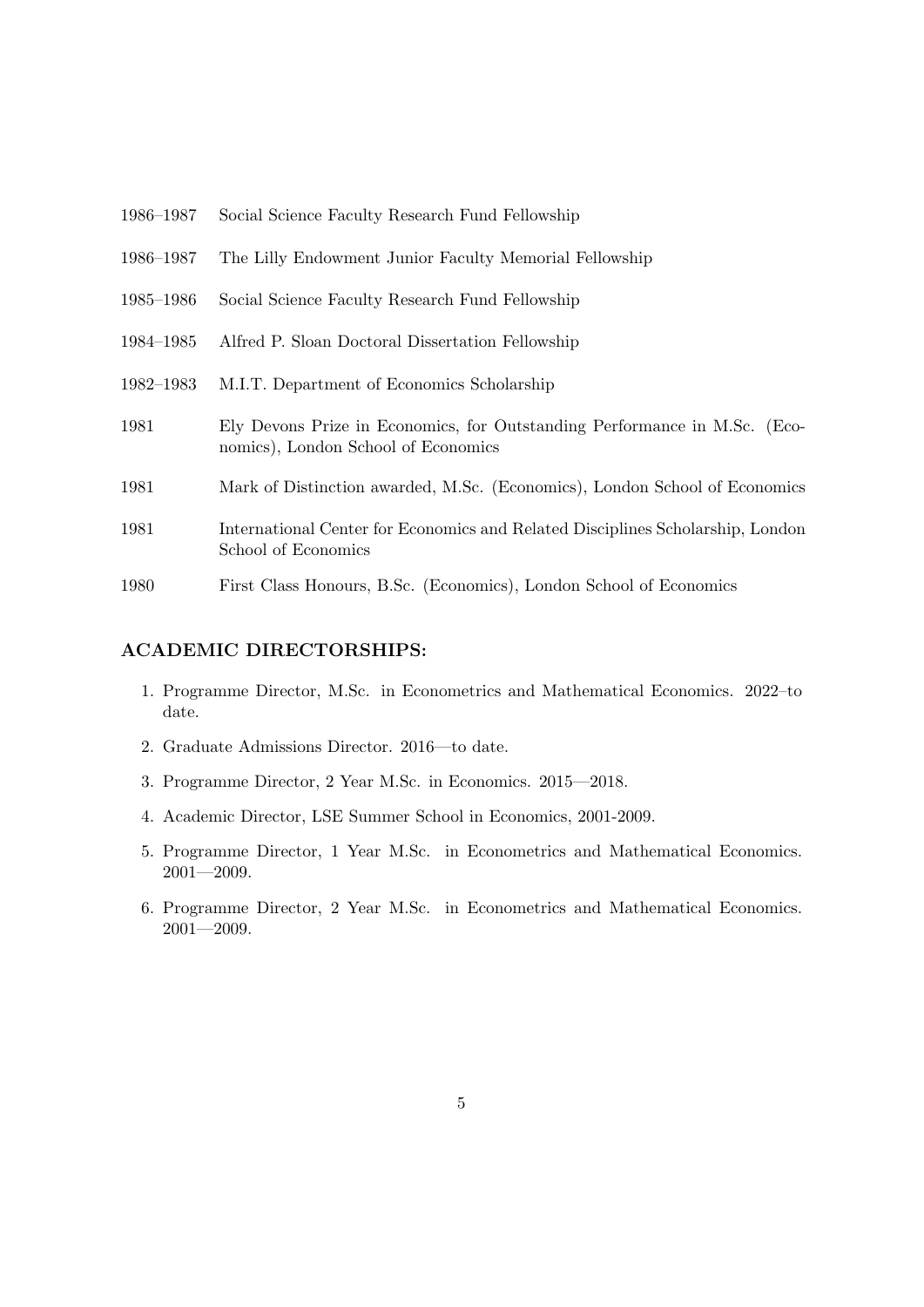1986–1987 Social Science Faculty Research Fund Fellowship

1986–1987 The Lilly Endowment Junior Faculty Memorial Fellowship

1985–1986 Social Science Faculty Research Fund Fellowship

1984–1985 Alfred P. Sloan Doctoral Dissertation Fellowship

1982–1983 M.I.T. Department of Economics Scholarship

1981 Ely Devons Prize in Economics, for Outstanding Performance in M.Sc. (Economics), London School of Economics

1981 Mark of Distinction awarded, M.Sc. (Economics), London School of Economics

1981 International Center for Economics and Related Disciplines Scholarship, London School of Economics

1980 First Class Honours, B.Sc. (Economics), London School of Economics

## ACADEMIC DIRECTORSHIPS:

1. Programme Director, M.Sc. in Econometrics and Mathematical Economics. 2022–to date.
2. Graduate Admissions Director. 2016—to date.
3. Programme Director, 2 Year M.Sc. in Economics. 2015—2018.
4. Academic Director, LSE Summer School in Economics, 2001-2009.
5. Programme Director, 1 Year M.Sc. in Econometrics and Mathematical Economics. 2001—2009.
6. Programme Director, 2 Year M.Sc. in Econometrics and Mathematical Economics. 2001—2009.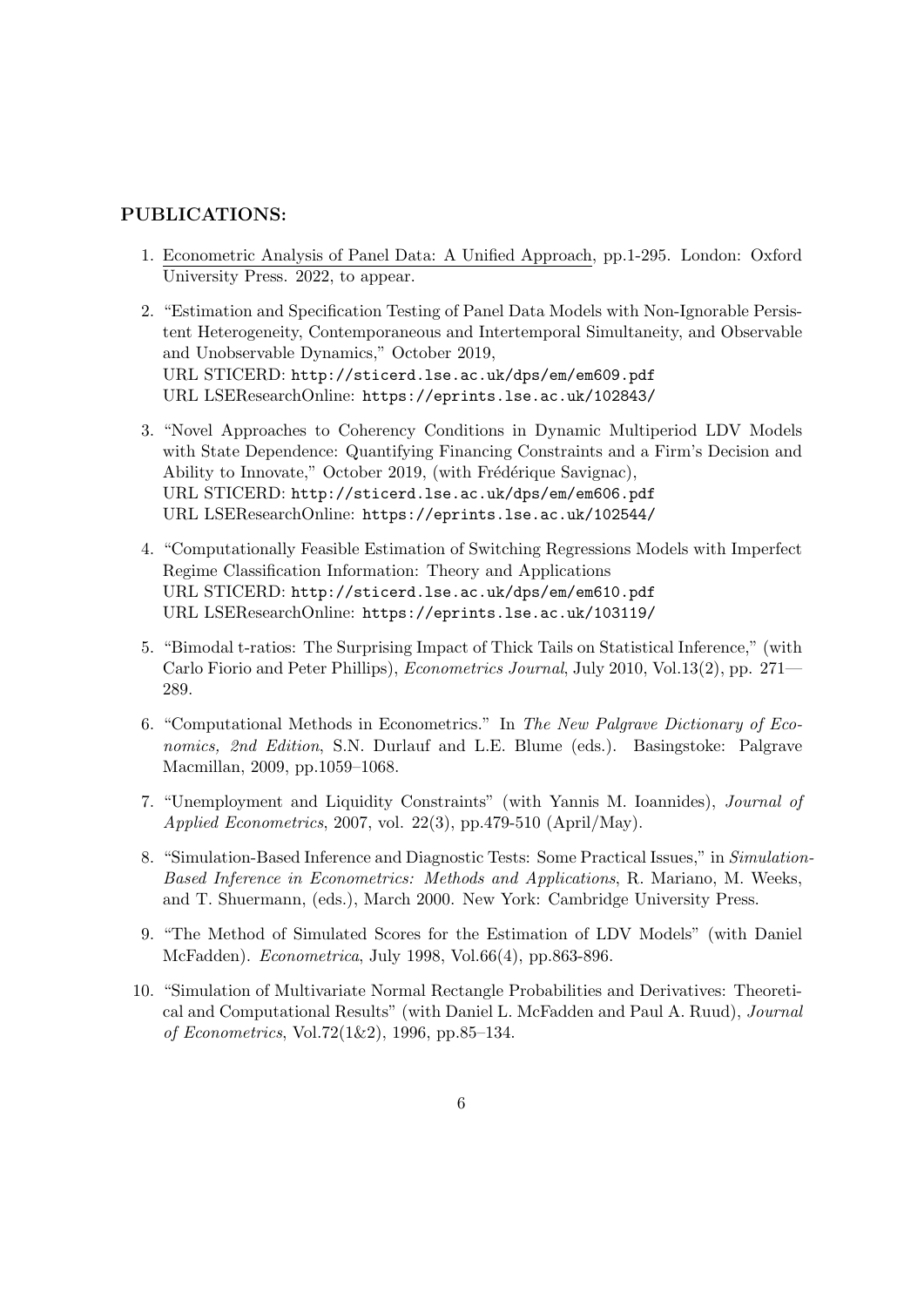**PUBLICATIONS:**

1. Econometric Analysis of Panel Data: A Unified Approach, pp.1-295. London: Oxford University Press. 2022, to appear.

2. "Estimation and Specification Testing of Panel Data Models with Non-Ignorable Persistent Heterogeneity, Contemporaneous and Intertemporal Simultaneity, and Observable and Unobservable Dynamics," October 2019,
   URL STICERD: `http://sticerd.lse.ac.uk/dps/em/em609.pdf`
   URL LSEResearchOnline: `https://eprints.lse.ac.uk/102843/`

3. "Novel Approaches to Coherency Conditions in Dynamic Multiperiod LDV Models with State Dependence: Quantifying Financing Constraints and a Firm's Decision and Ability to Innovate," October 2019, (with Frédérique Savignac),
   URL STICERD: `http://sticerd.lse.ac.uk/dps/em/em606.pdf`
   URL LSEResearchOnline: `https://eprints.lse.ac.uk/102544/`

4. "Computationally Feasible Estimation of Switching Regressions Models with Imperfect Regime Classification Information: Theory and Applications
   URL STICERD: `http://sticerd.lse.ac.uk/dps/em/em610.pdf`
   URL LSEResearchOnline: `https://eprints.lse.ac.uk/103119/`

5. "Bimodal t-ratios: The Surprising Impact of Thick Tails on Statistical Inference," (with Carlo Fiorio and Peter Phillips), *Econometrics Journal*, July 2010, Vol.13(2), pp. 271—289.

6. "Computational Methods in Econometrics." In *The New Palgrave Dictionary of Economics, 2nd Edition*, S.N. Durlauf and L.E. Blume (eds.). Basingstoke: Palgrave Macmillan, 2009, pp.1059–1068.

7. "Unemployment and Liquidity Constraints" (with Yannis M. Ioannides), *Journal of Applied Econometrics*, 2007, vol. 22(3), pp.479-510 (April/May).

8. "Simulation-Based Inference and Diagnostic Tests: Some Practical Issues," in *Simulation-Based Inference in Econometrics: Methods and Applications*, R. Mariano, M. Weeks, and T. Shuermann, (eds.), March 2000. New York: Cambridge University Press.

9. "The Method of Simulated Scores for the Estimation of LDV Models" (with Daniel McFadden). *Econometrica*, July 1998, Vol.66(4), pp.863-896.

10. "Simulation of Multivariate Normal Rectangle Probabilities and Derivatives: Theoretical and Computational Results" (with Daniel L. McFadden and Paul A. Ruud), *Journal of Econometrics*, Vol.72(1&2), 1996, pp.85–134.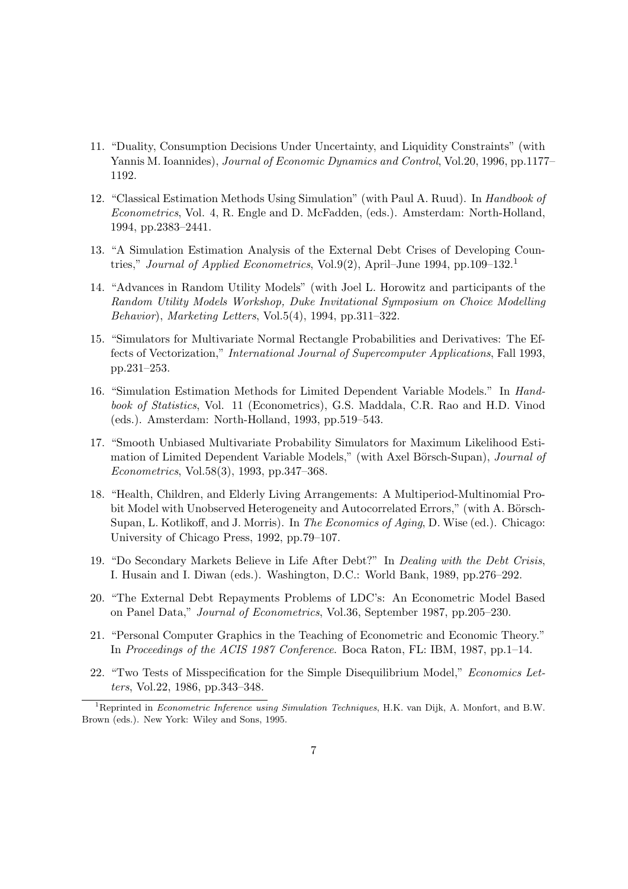11. "Duality, Consumption Decisions Under Uncertainty, and Liquidity Constraints" (with Yannis M. Ioannides), *Journal of Economic Dynamics and Control*, Vol.20, 1996, pp.1177–1192.

12. "Classical Estimation Methods Using Simulation" (with Paul A. Ruud). In *Handbook of Econometrics*, Vol. 4, R. Engle and D. McFadden, (eds.). Amsterdam: North-Holland, 1994, pp.2383–2441.

13. "A Simulation Estimation Analysis of the External Debt Crises of Developing Countries," *Journal of Applied Econometrics*, Vol.9(2), April–June 1994, pp.109–132.[1]

14. "Advances in Random Utility Models" (with Joel L. Horowitz and participants of the *Random Utility Models Workshop, Duke Invitational Symposium on Choice Modelling Behavior*), *Marketing Letters*, Vol.5(4), 1994, pp.311–322.

15. "Simulators for Multivariate Normal Rectangle Probabilities and Derivatives: The Effects of Vectorization," *International Journal of Supercomputer Applications*, Fall 1993, pp.231–253.

16. "Simulation Estimation Methods for Limited Dependent Variable Models." In *Handbook of Statistics*, Vol. 11 (Econometrics), G.S. Maddala, C.R. Rao and H.D. Vinod (eds.). Amsterdam: North-Holland, 1993, pp.519–543.

17. "Smooth Unbiased Multivariate Probability Simulators for Maximum Likelihood Estimation of Limited Dependent Variable Models," (with Axel Börsch-Supan), *Journal of Econometrics*, Vol.58(3), 1993, pp.347–368.

18. "Health, Children, and Elderly Living Arrangements: A Multiperiod-Multinomial Probit Model with Unobserved Heterogeneity and Autocorrelated Errors," (with A. Börsch-Supan, L. Kotlikoff, and J. Morris). In *The Economics of Aging*, D. Wise (ed.). Chicago: University of Chicago Press, 1992, pp.79–107.

19. "Do Secondary Markets Believe in Life After Debt?" In *Dealing with the Debt Crisis*, I. Husain and I. Diwan (eds.). Washington, D.C.: World Bank, 1989, pp.276–292.

20. "The External Debt Repayments Problems of LDC's: An Econometric Model Based on Panel Data," *Journal of Econometrics*, Vol.36, September 1987, pp.205–230.

21. "Personal Computer Graphics in the Teaching of Econometric and Economic Theory." In *Proceedings of the ACIS 1987 Conference*. Boca Raton, FL: IBM, 1987, pp.1–14.

22. "Two Tests of Misspecification for the Simple Disequilibrium Model," *Economics Letters*, Vol.22, 1986, pp.343–348.

[1] Reprinted in *Econometric Inference using Simulation Techniques*, H.K. van Dijk, A. Monfort, and B.W. Brown (eds.). New York: Wiley and Sons, 1995.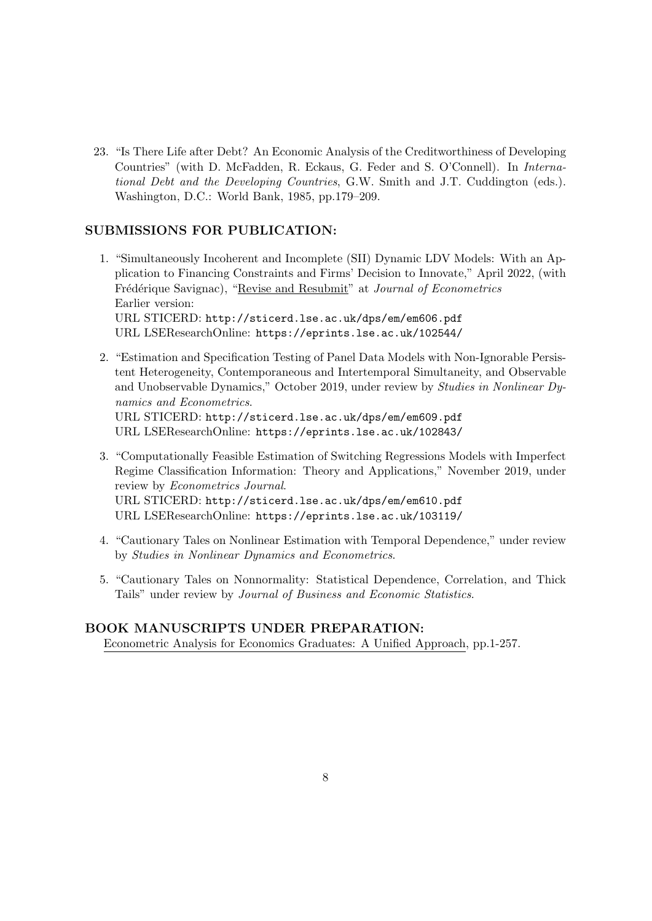23. "Is There Life after Debt? An Economic Analysis of the Creditworthiness of Developing Countries" (with D. McFadden, R. Eckaus, G. Feder and S. O'Connell). In *International Debt and the Developing Countries*, G.W. Smith and J.T. Cuddington (eds.). Washington, D.C.: World Bank, 1985, pp.179–209.

## SUBMISSIONS FOR PUBLICATION:

1. "Simultaneously Incoherent and Incomplete (SII) Dynamic LDV Models: With an Application to Financing Constraints and Firms' Decision to Innovate," April 2022, (with Frédérique Savignac), "Revise and Resubmit" at *Journal of Econometrics*
   Earlier version:
   URL STICERD: `http://sticerd.lse.ac.uk/dps/em/em606.pdf`
   URL LSEResearchOnline: `https://eprints.lse.ac.uk/102544/`

2. "Estimation and Specification Testing of Panel Data Models with Non-Ignorable Persistent Heterogeneity, Contemporaneous and Intertemporal Simultaneity, and Observable and Unobservable Dynamics," October 2019, under review by *Studies in Nonlinear Dynamics and Econometrics*.
   URL STICERD: `http://sticerd.lse.ac.uk/dps/em/em609.pdf`
   URL LSEResearchOnline: `https://eprints.lse.ac.uk/102843/`

3. "Computationally Feasible Estimation of Switching Regressions Models with Imperfect Regime Classification Information: Theory and Applications," November 2019, under review by *Econometrics Journal*.
   URL STICERD: `http://sticerd.lse.ac.uk/dps/em/em610.pdf`
   URL LSEResearchOnline: `https://eprints.lse.ac.uk/103119/`

4. "Cautionary Tales on Nonlinear Estimation with Temporal Dependence," under review by *Studies in Nonlinear Dynamics and Econometrics*.

5. "Cautionary Tales on Nonnormality: Statistical Dependence, Correlation, and Thick Tails" under review by *Journal of Business and Economic Statistics*.

## BOOK MANUSCRIPTS UNDER PREPARATION:

Econometric Analysis for Economics Graduates: A Unified Approach, pp.1-257.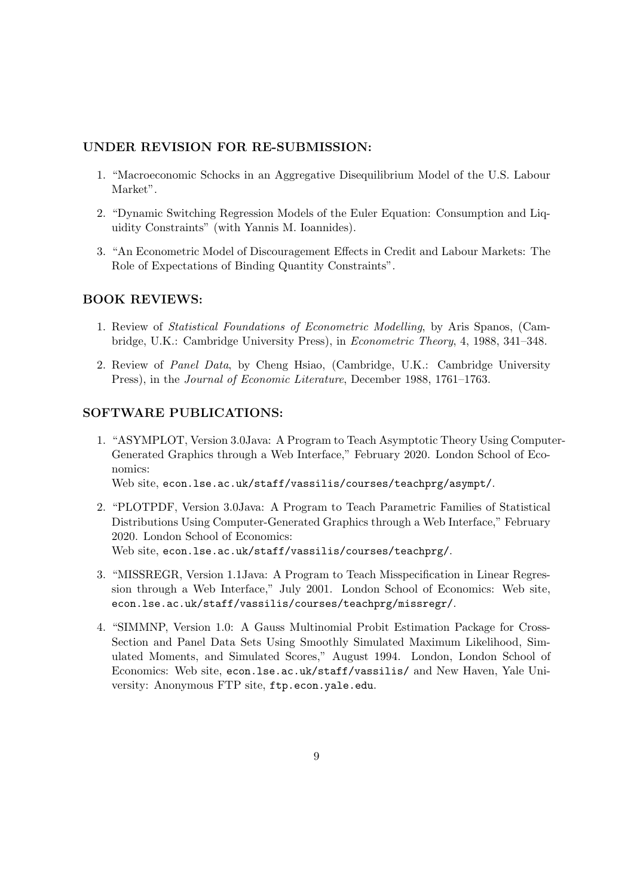## UNDER REVISION FOR RE-SUBMISSION:

1. "Macroeconomic Schocks in an Aggregative Disequilibrium Model of the U.S. Labour Market".
2. "Dynamic Switching Regression Models of the Euler Equation: Consumption and Liquidity Constraints" (with Yannis M. Ioannides).
3. "An Econometric Model of Discouragement Effects in Credit and Labour Markets: The Role of Expectations of Binding Quantity Constraints".

## BOOK REVIEWS:

1. Review of *Statistical Foundations of Econometric Modelling*, by Aris Spanos, (Cambridge, U.K.: Cambridge University Press), in *Econometric Theory*, 4, 1988, 341–348.
2. Review of *Panel Data*, by Cheng Hsiao, (Cambridge, U.K.: Cambridge University Press), in the *Journal of Economic Literature*, December 1988, 1761–1763.

## SOFTWARE PUBLICATIONS:

1. "ASYMPLOT, Version 3.0Java: A Program to Teach Asymptotic Theory Using Computer-Generated Graphics through a Web Interface," February 2020. London School of Economics:
   Web site, `econ.lse.ac.uk/staff/vassilis/courses/teachprg/asympt/`.
2. "PLOTPDF, Version 3.0Java: A Program to Teach Parametric Families of Statistical Distributions Using Computer-Generated Graphics through a Web Interface," February 2020. London School of Economics:
   Web site, `econ.lse.ac.uk/staff/vassilis/courses/teachprg/`.
3. "MISSREGR, Version 1.1Java: A Program to Teach Misspecification in Linear Regression through a Web Interface," July 2001. London School of Economics: Web site, `econ.lse.ac.uk/staff/vassilis/courses/teachprg/missregr/`.
4. "SIMMNP, Version 1.0: A Gauss Multinomial Probit Estimation Package for Cross-Section and Panel Data Sets Using Smoothly Simulated Maximum Likelihood, Simulated Moments, and Simulated Scores," August 1994. London, London School of Economics: Web site, `econ.lse.ac.uk/staff/vassilis/` and New Haven, Yale University: Anonymous FTP site, `ftp.econ.yale.edu`.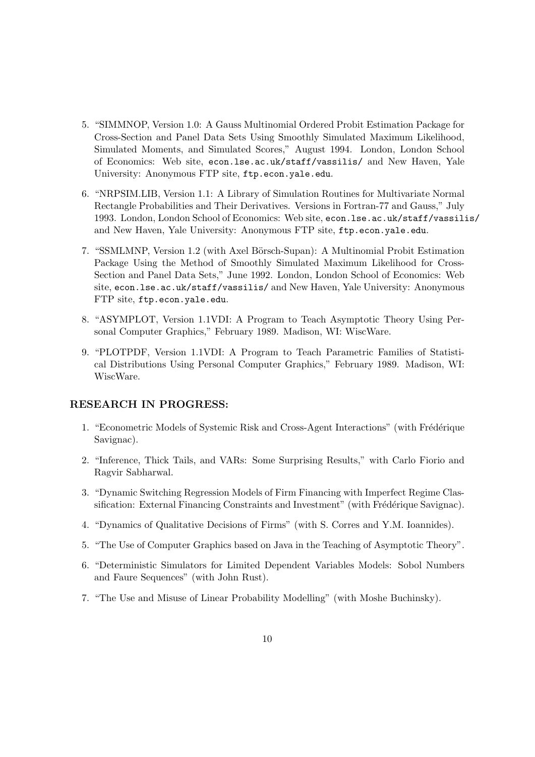5. "SIMMNOP, Version 1.0: A Gauss Multinomial Ordered Probit Estimation Package for Cross-Section and Panel Data Sets Using Smoothly Simulated Maximum Likelihood, Simulated Moments, and Simulated Scores," August 1994. London, London School of Economics: Web site, `econ.lse.ac.uk/staff/vassilis/` and New Haven, Yale University: Anonymous FTP site, `ftp.econ.yale.edu`.

6. "NRPSIM.LIB, Version 1.1: A Library of Simulation Routines for Multivariate Normal Rectangle Probabilities and Their Derivatives. Versions in Fortran-77 and Gauss," July 1993. London, London School of Economics: Web site, `econ.lse.ac.uk/staff/vassilis/` and New Haven, Yale University: Anonymous FTP site, `ftp.econ.yale.edu`.

7. "SSMLMNP, Version 1.2 (with Axel Börsch-Supan): A Multinomial Probit Estimation Package Using the Method of Smoothly Simulated Maximum Likelihood for Cross-Section and Panel Data Sets," June 1992. London, London School of Economics: Web site, `econ.lse.ac.uk/staff/vassilis/` and New Haven, Yale University: Anonymous FTP site, `ftp.econ.yale.edu`.

8. "ASYMPLOT, Version 1.1VDI: A Program to Teach Asymptotic Theory Using Personal Computer Graphics," February 1989. Madison, WI: WiscWare.

9. "PLOTPDF, Version 1.1VDI: A Program to Teach Parametric Families of Statistical Distributions Using Personal Computer Graphics," February 1989. Madison, WI: WiscWare.

## RESEARCH IN PROGRESS:

1. "Econometric Models of Systemic Risk and Cross-Agent Interactions" (with Frédérique Savignac).

2. "Inference, Thick Tails, and VARs: Some Surprising Results," with Carlo Fiorio and Ragvir Sabharwal.

3. "Dynamic Switching Regression Models of Firm Financing with Imperfect Regime Classification: External Financing Constraints and Investment" (with Frédérique Savignac).

4. "Dynamics of Qualitative Decisions of Firms" (with S. Corres and Y.M. Ioannides).

5. "The Use of Computer Graphics based on Java in the Teaching of Asymptotic Theory".

6. "Deterministic Simulators for Limited Dependent Variables Models: Sobol Numbers and Faure Sequences" (with John Rust).

7. "The Use and Misuse of Linear Probability Modelling" (with Moshe Buchinsky).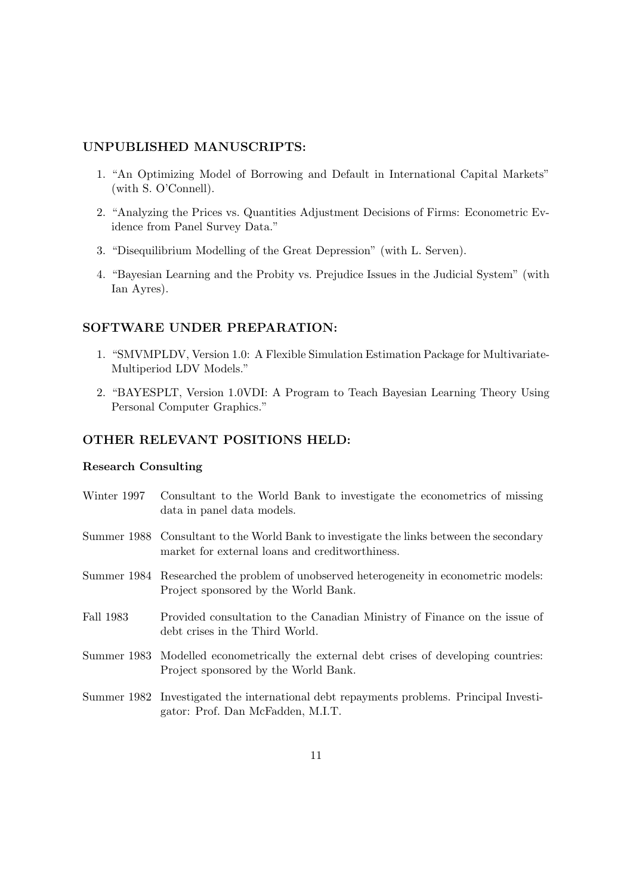## UNPUBLISHED MANUSCRIPTS:

1. "An Optimizing Model of Borrowing and Default in International Capital Markets" (with S. O'Connell).
2. "Analyzing the Prices vs. Quantities Adjustment Decisions of Firms: Econometric Evidence from Panel Survey Data."
3. "Disequilibrium Modelling of the Great Depression" (with L. Serven).
4. "Bayesian Learning and the Probity vs. Prejudice Issues in the Judicial System" (with Ian Ayres).

## SOFTWARE UNDER PREPARATION:

1. "SMVMPLDV, Version 1.0: A Flexible Simulation Estimation Package for Multivariate-Multiperiod LDV Models."
2. "BAYESPLT, Version 1.0VDI: A Program to Teach Bayesian Learning Theory Using Personal Computer Graphics."

## OTHER RELEVANT POSITIONS HELD:

### Research Consulting

Winter 1997 Consultant to the World Bank to investigate the econometrics of missing data in panel data models.

Summer 1988 Consultant to the World Bank to investigate the links between the secondary market for external loans and creditworthiness.

Summer 1984 Researched the problem of unobserved heterogeneity in econometric models: Project sponsored by the World Bank.

Fall 1983 Provided consultation to the Canadian Ministry of Finance on the issue of debt crises in the Third World.

Summer 1983 Modelled econometrically the external debt crises of developing countries: Project sponsored by the World Bank.

Summer 1982 Investigated the international debt repayments problems. Principal Investigator: Prof. Dan McFadden, M.I.T.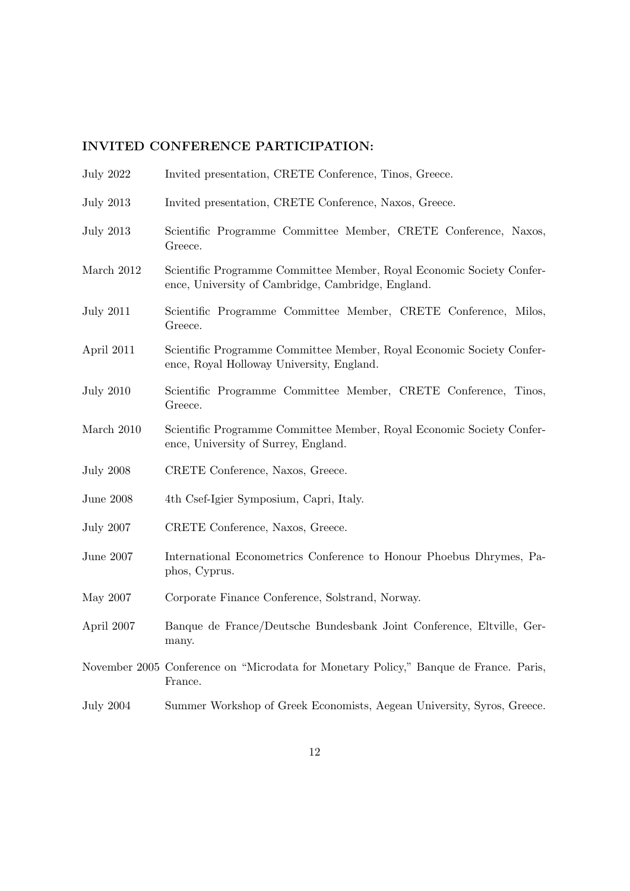## INVITED CONFERENCE PARTICIPATION:

July 2022 Invited presentation, CRETE Conference, Tinos, Greece.

July 2013 Invited presentation, CRETE Conference, Naxos, Greece.

July 2013 Scientific Programme Committee Member, CRETE Conference, Naxos, Greece.

March 2012 Scientific Programme Committee Member, Royal Economic Society Conference, University of Cambridge, Cambridge, England.

July 2011 Scientific Programme Committee Member, CRETE Conference, Milos, Greece.

April 2011 Scientific Programme Committee Member, Royal Economic Society Conference, Royal Holloway University, England.

July 2010 Scientific Programme Committee Member, CRETE Conference, Tinos, Greece.

March 2010 Scientific Programme Committee Member, Royal Economic Society Conference, University of Surrey, England.

July 2008 CRETE Conference, Naxos, Greece.

June 2008 4th Csef-Igier Symposium, Capri, Italy.

July 2007 CRETE Conference, Naxos, Greece.

June 2007 International Econometrics Conference to Honour Phoebus Dhrymes, Paphos, Cyprus.

May 2007 Corporate Finance Conference, Solstrand, Norway.

April 2007 Banque de France/Deutsche Bundesbank Joint Conference, Eltville, Germany.

November 2005 Conference on "Microdata for Monetary Policy," Banque de France. Paris, France.

July 2004 Summer Workshop of Greek Economists, Aegean University, Syros, Greece.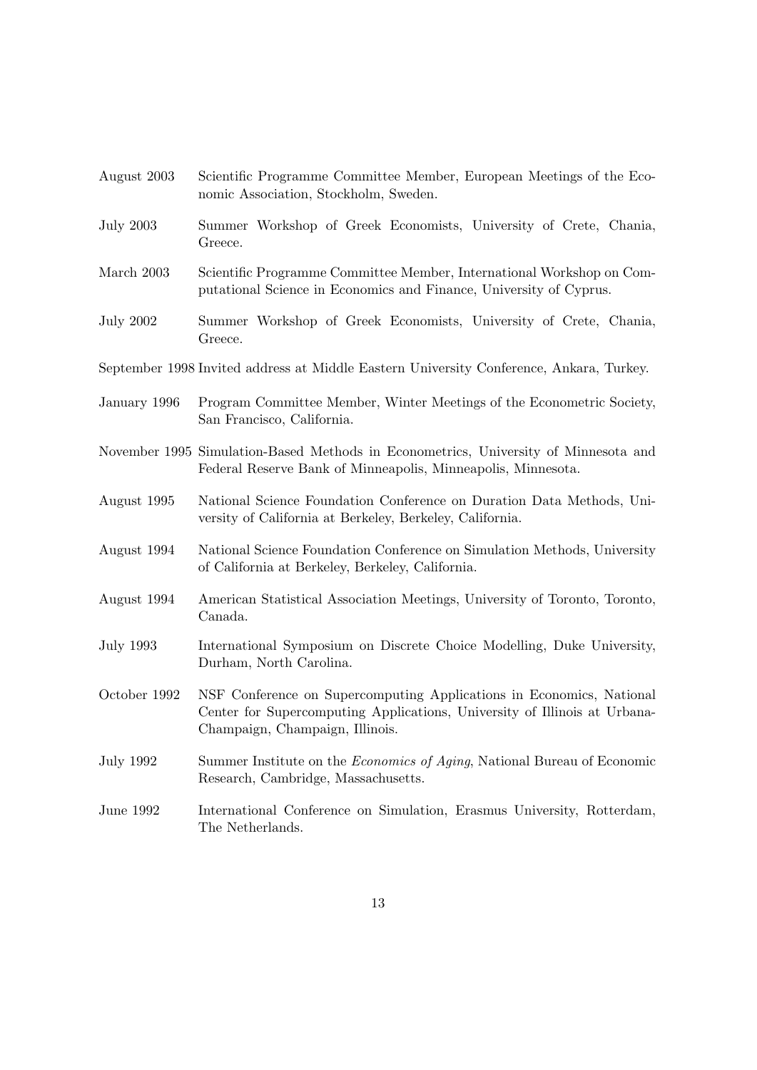August 2003 Scientific Programme Committee Member, European Meetings of the Economic Association, Stockholm, Sweden.

July 2003 Summer Workshop of Greek Economists, University of Crete, Chania, Greece.

March 2003 Scientific Programme Committee Member, International Workshop on Computational Science in Economics and Finance, University of Cyprus.

July 2002 Summer Workshop of Greek Economists, University of Crete, Chania, Greece.

September 1998 Invited address at Middle Eastern University Conference, Ankara, Turkey.

January 1996 Program Committee Member, Winter Meetings of the Econometric Society, San Francisco, California.

November 1995 Simulation-Based Methods in Econometrics, University of Minnesota and Federal Reserve Bank of Minneapolis, Minneapolis, Minnesota.

August 1995 National Science Foundation Conference on Duration Data Methods, University of California at Berkeley, Berkeley, California.

August 1994 National Science Foundation Conference on Simulation Methods, University of California at Berkeley, Berkeley, California.

August 1994 American Statistical Association Meetings, University of Toronto, Toronto, Canada.

July 1993 International Symposium on Discrete Choice Modelling, Duke University, Durham, North Carolina.

October 1992 NSF Conference on Supercomputing Applications in Economics, National Center for Supercomputing Applications, University of Illinois at Urbana-Champaign, Champaign, Illinois.

July 1992 Summer Institute on the *Economics of Aging*, National Bureau of Economic Research, Cambridge, Massachusetts.

June 1992 International Conference on Simulation, Erasmus University, Rotterdam, The Netherlands.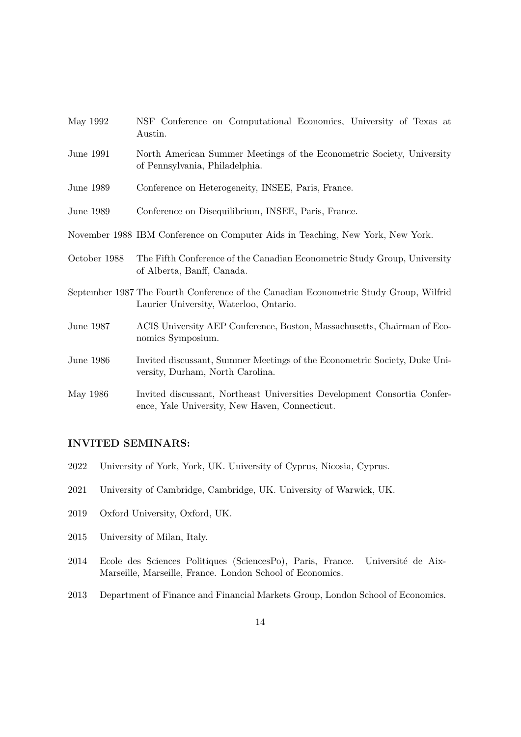May 1992 NSF Conference on Computational Economics, University of Texas at Austin.

June 1991 North American Summer Meetings of the Econometric Society, University of Pennsylvania, Philadelphia.

June 1989 Conference on Heterogeneity, INSEE, Paris, France.

June 1989 Conference on Disequilibrium, INSEE, Paris, France.

November 1988 IBM Conference on Computer Aids in Teaching, New York, New York.

October 1988 The Fifth Conference of the Canadian Econometric Study Group, University of Alberta, Banff, Canada.

September 1987 The Fourth Conference of the Canadian Econometric Study Group, Wilfrid Laurier University, Waterloo, Ontario.

June 1987 ACIS University AEP Conference, Boston, Massachusetts, Chairman of Economics Symposium.

June 1986 Invited discussant, Summer Meetings of the Econometric Society, Duke University, Durham, North Carolina.

May 1986 Invited discussant, Northeast Universities Development Consortia Conference, Yale University, New Haven, Connecticut.

## INVITED SEMINARS:

2022 University of York, York, UK. University of Cyprus, Nicosia, Cyprus.

2021 University of Cambridge, Cambridge, UK. University of Warwick, UK.

2019 Oxford University, Oxford, UK.

2015 University of Milan, Italy.

2014 Ecole des Sciences Politiques (SciencesPo), Paris, France. Université de Aix-Marseille, Marseille, France. London School of Economics.

2013 Department of Finance and Financial Markets Group, London School of Economics.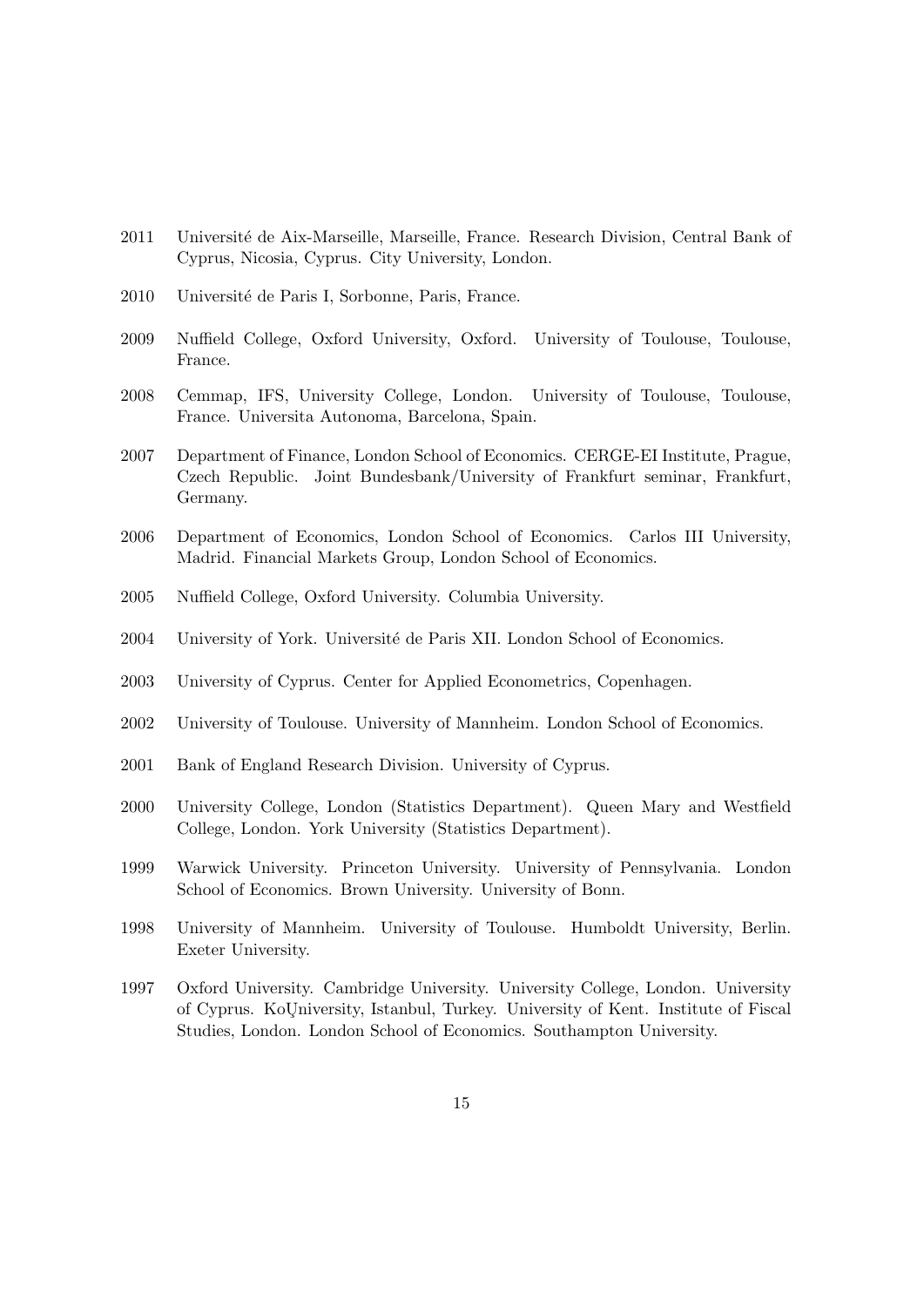2011 Université de Aix-Marseille, Marseille, France. Research Division, Central Bank of Cyprus, Nicosia, Cyprus. City University, London.

2010 Université de Paris I, Sorbonne, Paris, France.

2009 Nuffield College, Oxford University, Oxford. University of Toulouse, Toulouse, France.

2008 Cemmap, IFS, University College, London. University of Toulouse, Toulouse, France. Universita Autonoma, Barcelona, Spain.

2007 Department of Finance, London School of Economics. CERGE-EI Institute, Prague, Czech Republic. Joint Bundesbank/University of Frankfurt seminar, Frankfurt, Germany.

2006 Department of Economics, London School of Economics. Carlos III University, Madrid. Financial Markets Group, London School of Economics.

2005 Nuffield College, Oxford University. Columbia University.

2004 University of York. Université de Paris XII. London School of Economics.

2003 University of Cyprus. Center for Applied Econometrics, Copenhagen.

2002 University of Toulouse. University of Mannheim. London School of Economics.

2001 Bank of England Research Division. University of Cyprus.

2000 University College, London (Statistics Department). Queen Mary and Westfield College, London. York University (Statistics Department).

1999 Warwick University. Princeton University. University of Pennsylvania. London School of Economics. Brown University. University of Bonn.

1998 University of Mannheim. University of Toulouse. Humboldt University, Berlin. Exeter University.

1997 Oxford University. Cambridge University. University College, London. University of Cyprus. KoÇUniversity, Istanbul, Turkey. University of Kent. Institute of Fiscal Studies, London. London School of Economics. Southampton University.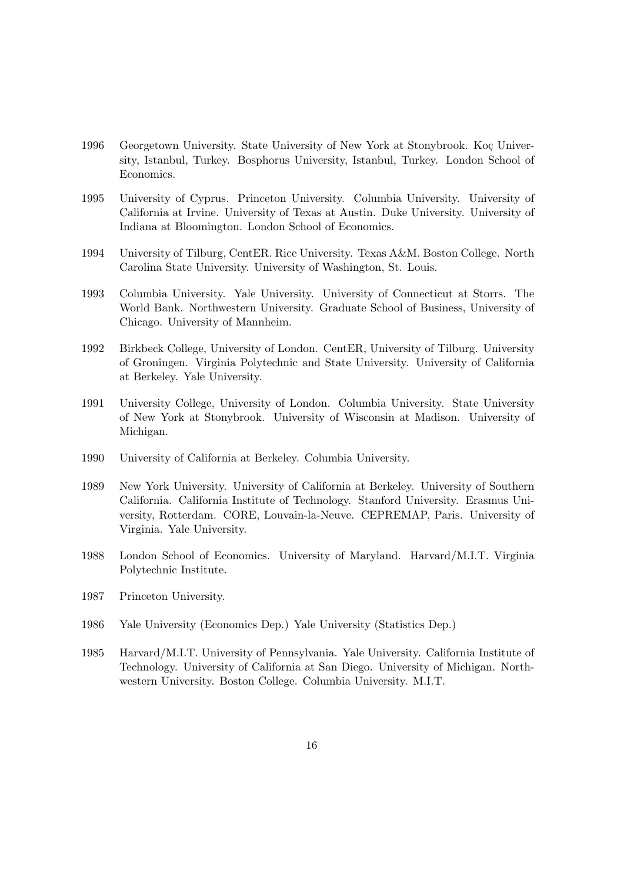1996 Georgetown University. State University of New York at Stonybrook. Koç University, Istanbul, Turkey. Bosphorus University, Istanbul, Turkey. London School of Economics.

1995 University of Cyprus. Princeton University. Columbia University. University of California at Irvine. University of Texas at Austin. Duke University. University of Indiana at Bloomington. London School of Economics.

1994 University of Tilburg, CentER. Rice University. Texas A&M. Boston College. North Carolina State University. University of Washington, St. Louis.

1993 Columbia University. Yale University. University of Connecticut at Storrs. The World Bank. Northwestern University. Graduate School of Business, University of Chicago. University of Mannheim.

1992 Birkbeck College, University of London. CentER, University of Tilburg. University of Groningen. Virginia Polytechnic and State University. University of California at Berkeley. Yale University.

1991 University College, University of London. Columbia University. State University of New York at Stonybrook. University of Wisconsin at Madison. University of Michigan.

1990 University of California at Berkeley. Columbia University.

1989 New York University. University of California at Berkeley. University of Southern California. California Institute of Technology. Stanford University. Erasmus University, Rotterdam. CORE, Louvain-la-Neuve. CEPREMAP, Paris. University of Virginia. Yale University.

1988 London School of Economics. University of Maryland. Harvard/M.I.T. Virginia Polytechnic Institute.

1987 Princeton University.

1986 Yale University (Economics Dep.) Yale University (Statistics Dep.)

1985 Harvard/M.I.T. University of Pennsylvania. Yale University. California Institute of Technology. University of California at San Diego. University of Michigan. Northwestern University. Boston College. Columbia University. M.I.T.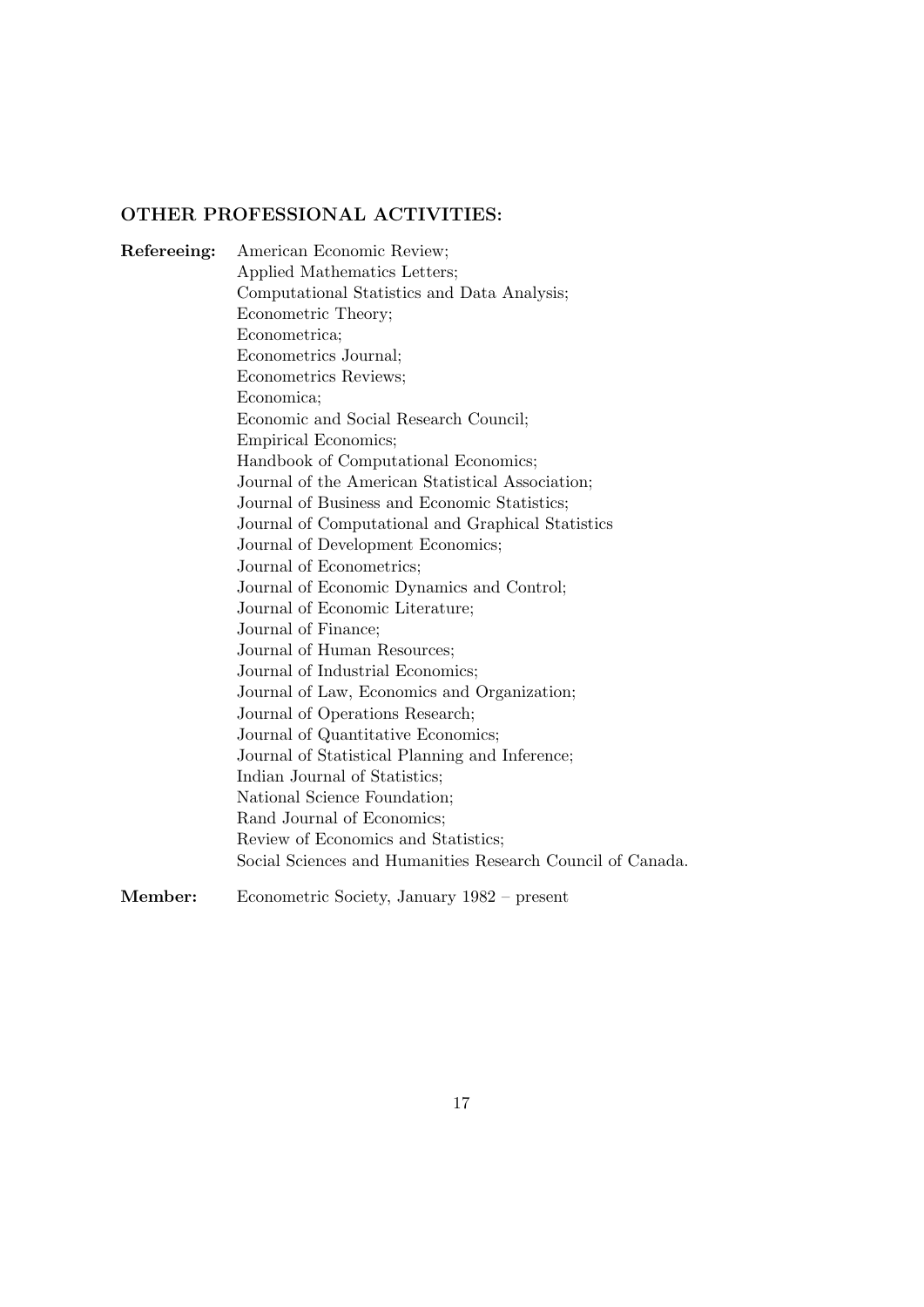## OTHER PROFESSIONAL ACTIVITIES:

**Refereeing:** American Economic Review;
Applied Mathematics Letters;
Computational Statistics and Data Analysis;
Econometric Theory;
Econometrica;
Econometrics Journal;
Econometrics Reviews;
Economica;
Economic and Social Research Council;
Empirical Economics;
Handbook of Computational Economics;
Journal of the American Statistical Association;
Journal of Business and Economic Statistics;
Journal of Computational and Graphical Statistics
Journal of Development Economics;
Journal of Econometrics;
Journal of Economic Dynamics and Control;
Journal of Economic Literature;
Journal of Finance;
Journal of Human Resources;
Journal of Industrial Economics;
Journal of Law, Economics and Organization;
Journal of Operations Research;
Journal of Quantitative Economics;
Journal of Statistical Planning and Inference;
Indian Journal of Statistics;
National Science Foundation;
Rand Journal of Economics;
Review of Economics and Statistics;
Social Sciences and Humanities Research Council of Canada.

**Member:** Econometric Society, January 1982 – present